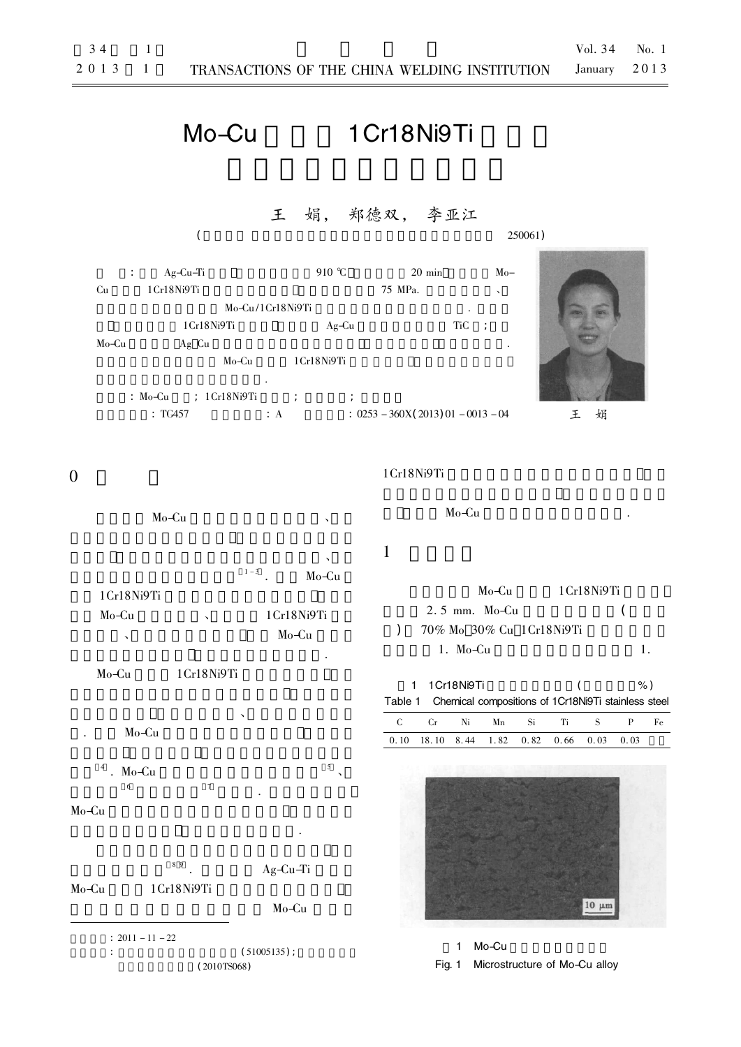# Mo-Cu 1Cr18Ni9Ti

王　娟，　郑德双，　李亚江

( 250061)

: Ag-Cu-Ti 910 ℃ 20 min Mo-Cu 1Cr18Ni9Ti 75 MPa. 、 Mo-Cu/1Cr18Ni9Ti . 1Cr18Ni9Ti Ag-Cu TiC ; Mo-Cu Ag Cu . Mo-Cu 1Cr18Ni9Ti .

: Mo-Cu ; 1Cr18Ni9Ti ; ; 

: TG457 　: A 　: 0253 - 360X(2013)01 - 0013 - 04

王　娟

## 0

Mo-Cu 、 、 [1-3]. Mo-Cu 1Cr18Ni9Ti Mo-Cu 、 1Cr18Ni9Ti 、 Mo-Cu .

Mo-Cu 1Cr18Ni9Ti 、 . Mo-Cu [4]. Mo-Cu [5]、 [6] [7] . Mo-Cu .

[8,9]. Ag-Cu-Ti Mo-Cu 1Cr18Ni9Ti Mo-Cu 1Cr18Ni9Ti Mo-Cu .

: 2011 - 11 - 22

: (51005135); (2010TS068)

## 1

Mo-Cu 1Cr18Ni9Ti 2.5 mm. Mo-Cu ( ) 70% Mo 30% Cu 1Cr18Ni9Ti 1. Mo-Cu 1.

1 1Cr18Ni9Ti ( %)

Table 1 Chemical compositions of 1Cr18Ni9Ti stainless steel

| C | Cr | Ni | Mn | Si | Ti | S | P | Fe |
|---|---|---|---|---|---|---|---|---|
| 0.10 | 18.10 | 8.44 | 1.82 | 0.82 | 0.66 | 0.03 | 0.03 | |

1 Mo-Cu

Fig. 1 Microstructure of Mo-Cu alloy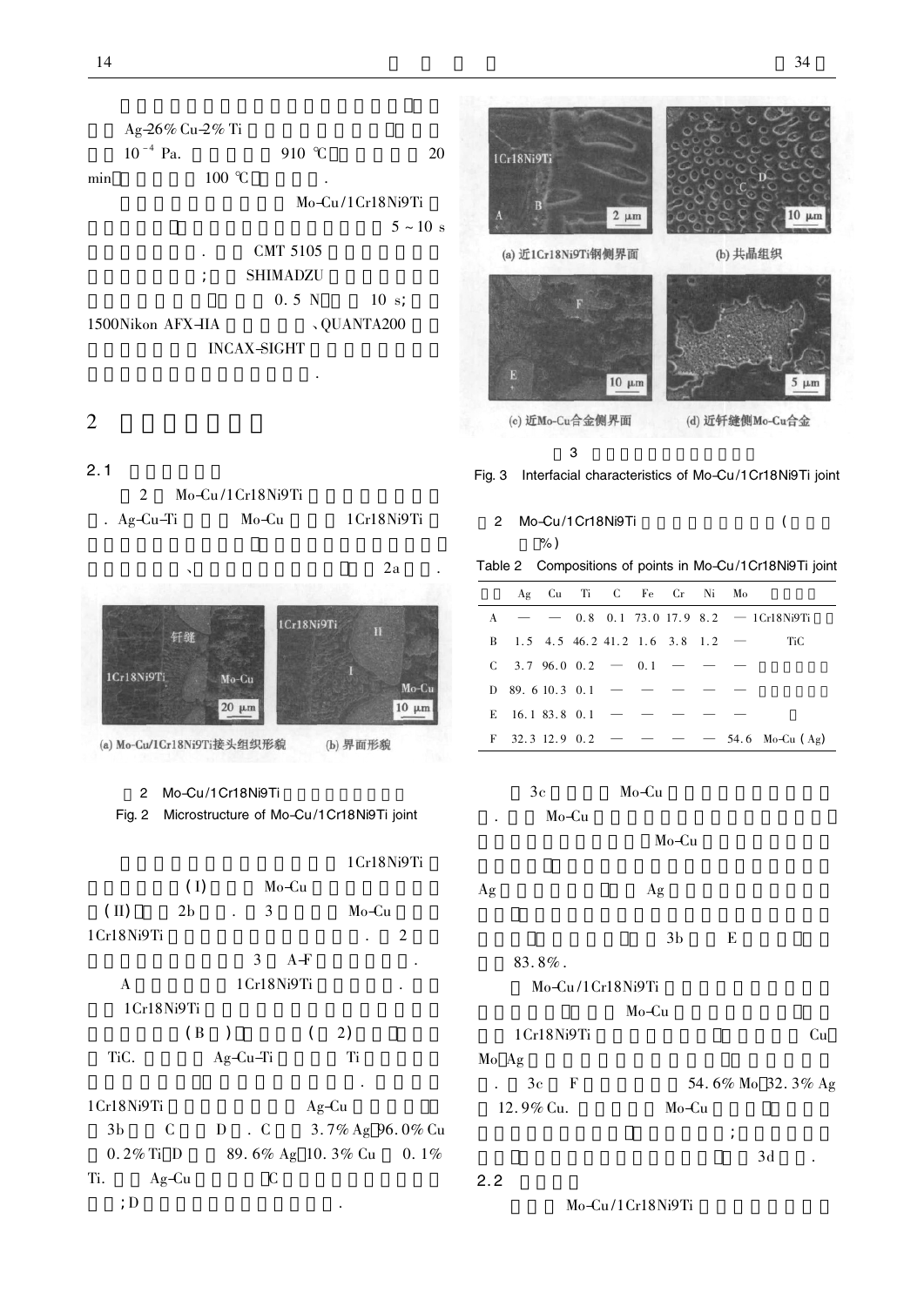Ag-26% Cu-2% Ti

$10^{-4}$ Pa. 910 ℃ 20 min 100 ℃ .

Mo-Cu/1Cr18Ni9Ti

5 ~ 10 s

. CMT 5105

; SHIMADZU

0.5 N 10 s;

1500Nikon AFX-IIA 、QUANTA200

INCAX-SIGHT

.

## 2

### 2.1

2 Mo-Cu/1Cr18Ni9Ti

. Ag-Cu-Ti Mo-Cu 1Cr18Ni9Ti

、 2a .

(a) Mo-Cu/1Cr18Ni9Ti接头组织形貌 (b) 界面形貌

2 Mo-Cu/1Cr18Ni9Ti

Fig. 2 Microstructure of Mo-Cu/1Cr18Ni9Ti joint

1Cr18Ni9Ti

(I) Mo-Cu

(II) 2b . 3 Mo-Cu

1Cr18Ni9Ti . 2

3 A-F .

A 1Cr18Ni9Ti .

1Cr18Ni9Ti

(B ) ( 2)

TiC. Ag-Cu-Ti Ti

.

1Cr18Ni9Ti Ag-Cu

3b C D . C 3.7% Ag 96.0% Cu 0.2% Ti D 89.6% Ag 10.3% Cu 0.1% Ti. Ag-Cu C

; D .

(a) 近1Cr18Ni9Ti钢侧界面 (b) 共晶组织

(c) 近Mo-Cu合金侧界面 (d) 近钎缝侧Mo-Cu合金

3

Fig. 3 Interfacial characteristics of Mo-Cu/1Cr18Ni9Ti joint

2 Mo-Cu/1Cr18Ni9Ti ( %)

Table 2 Compositions of points in Mo-Cu/1Cr18Ni9Ti joint

| | Ag | Cu | Ti | C | Fe | Cr | Ni | Mo | |
|---|---|---|---|---|---|---|---|---|---|
| A | — | — | 0.8 | 0.1 | 73.0 | 17.9 | 8.2 | — | 1Cr18Ni9Ti |
| B | 1.5 | 4.5 | 46.2 | 41.2 | 1.6 | 3.8 | 1.2 | — | TiC |
| C | 3.7 | 96.0 | 0.2 | — | 0.1 | — | — | — | |
| D | 89.6 | 10.3 | 0.1 | — | — | — | — | — | |
| E | 16.1 | 83.8 | 0.1 | — | — | — | — | — | |
| F | 32.3 | 12.9 | 0.2 | — | — | — | — | 54.6 | Mo-Cu (Ag) |

3c Mo-Cu

. Mo-Cu

Mo-Cu

Ag Ag

3b E

83.8%.

Mo-Cu/1Cr18Ni9Ti

Mo-Cu

1Cr18Ni9Ti Cu

Mo Ag

. 3c F 54.6% Mo 32.3% Ag 12.9% Cu. Mo-Cu

;

3d .

### 2.2

Mo-Cu/1Cr18Ni9Ti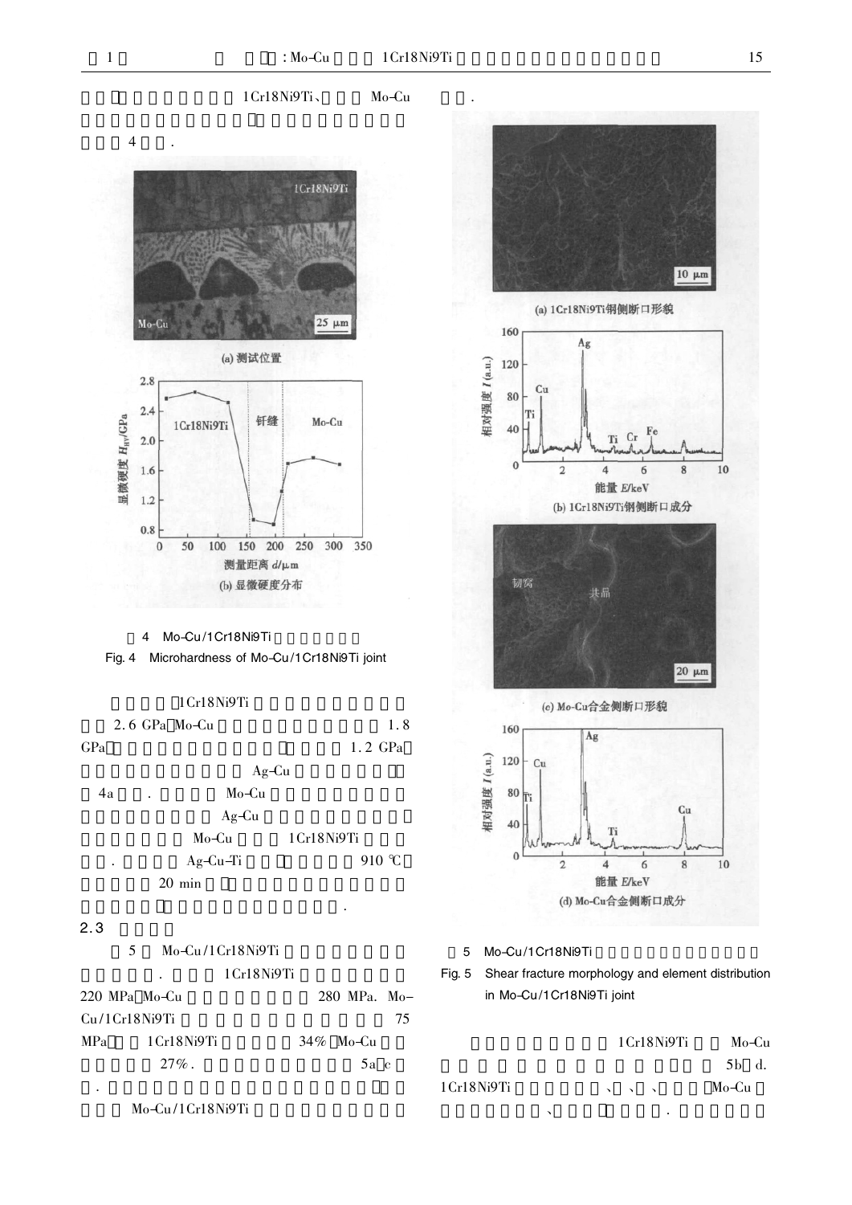1Cr18Ni9Ti、 Mo-Cu

4 .

(a) 测试位置

(b) 显微硬度分布

4 Mo-Cu/1Cr18Ni9Ti

Fig. 4 Microhardness of Mo-Cu/1Cr18Ni9Ti joint

1Cr18Ni9Ti 2.6 GPa Mo-Cu 1.8 GPa 1.2 GPa Ag-Cu 4a . Mo-Cu Ag-Cu Mo-Cu 1Cr18Ni9Ti . Ag-Cu-Ti 910 ℃ 20 min .

## 2.3

5 Mo-Cu/1Cr18Ni9Ti . 1Cr18Ni9Ti 220 MPa Mo-Cu 280 MPa. Mo-Cu/1Cr18Ni9Ti 75 MPa 1Cr18Ni9Ti 34% Mo-Cu 27%. 5a c . Mo-Cu/1Cr18Ni9Ti .

(a) 1Cr18Ni9Ti钢侧断口形貌

(b) 1Cr18Ni9Ti钢侧断口成分

(c) Mo-Cu合金侧断口形貌

(d) Mo-Cu合金侧断口成分

5 Mo-Cu/1Cr18Ni9Ti

Fig. 5 Shear fracture morphology and element distribution in Mo-Cu/1Cr18Ni9Ti joint

1Cr18Ni9Ti Mo-Cu 5b d. 1Cr18Ni9Ti 、 、 、 Mo-Cu 、 .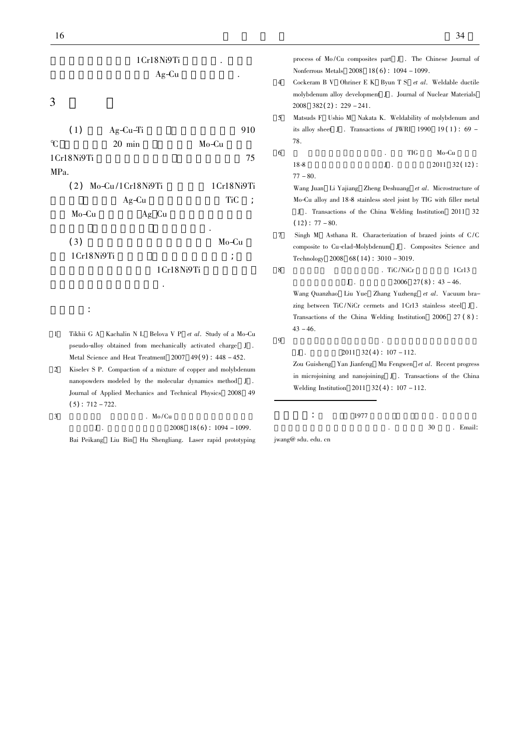1Cr18Ni9Ti .

Ag-Cu .

## 3

(1) Ag-Cu-Ti 910 ℃ 20 min Mo-Cu 1Cr18Ni9Ti 75 MPa.

(2) Mo-Cu/1Cr18Ni9Ti 1Cr18Ni9Ti Ag-Cu TiC ; Mo-Cu Ag Cu .

(3) Mo-Cu 1Cr18Ni9Ti ; 1Cr18Ni9Ti .

:

[1] Tikhii G A, Kachalin N L, Belova V P, et al. Study of a Mo-Cu pseudo-alloy obtained from mechanically activated charge[J]. Metal Science and Heat Treatment, 2007, 49(9): 448–452.

[2] Kiselev S P. Compaction of a mixture of copper and molybdenum nanopowders modeled by the molecular dynamics method[J]. Journal of Applied Mechanics and Technical Physics, 2008, 49(5): 712–722.

[3] . Mo/Cu [J]. 2008, 18(6): 1094–1099.
Bai Peikang, Liu Bin, Hu Shengliang. Laser rapid prototyping process of Mo/Cu composites part[J]. The Chinese Journal of Nonferrous Metals, 2008, 18(6): 1094–1099.

[4] Cockeram B V, Ohriner E K, Byun T S, et al. Weldable ductile molybdenum alloy development[J]. Journal of Nuclear Materials, 2008, 382(2): 229–241.

[5] Matsuds F, Ushio M, Nakata K. Weldability of molybdenum and its alloy sheet[J]. Transactions of JWRI, 1990, 19(1): 69–78.

[6] . TIG Mo-Cu 18-8 [J]. 2011, 32(12): 77–80.
Wang Juan, Li Yajiang, Zheng Deshuang, et al. Microstructure of Mo-Cu alloy and 18-8 stainless steel joint by TIG with filler metal[J]. Transactions of the China Welding Institution, 2011, 32(12): 77–80.

[7] Singh M, Asthana R. Characterization of brazed joints of C/C composite to Cu-clad-Molybdenum[J]. Composites Science and Technology, 2008, 68(14): 3010–3019.

[8] . TiC/NiCr 1Cr13 [J]. 2006, 27(8): 43–46.
Wang Quanzhao, Liu Yue, Zhang Yuzheng, et al. Vacuum brazing between TiC/NiCr cermets and 1Cr13 stainless steel[J]. Transactions of the China Welding Institution, 2006, 27(8): 43–46.

[9] . [J]. 2011, 32(4): 107–112.
Zou Guisheng, Yan Jianfeng, Mu Fengwen, et al. Recent progress in microjoining and nanojoining[J]. Transactions of the China Welding Institution, 2011, 32(4): 107–112.

: 1977 . . 30 . Email: jwang@sdu.edu.cn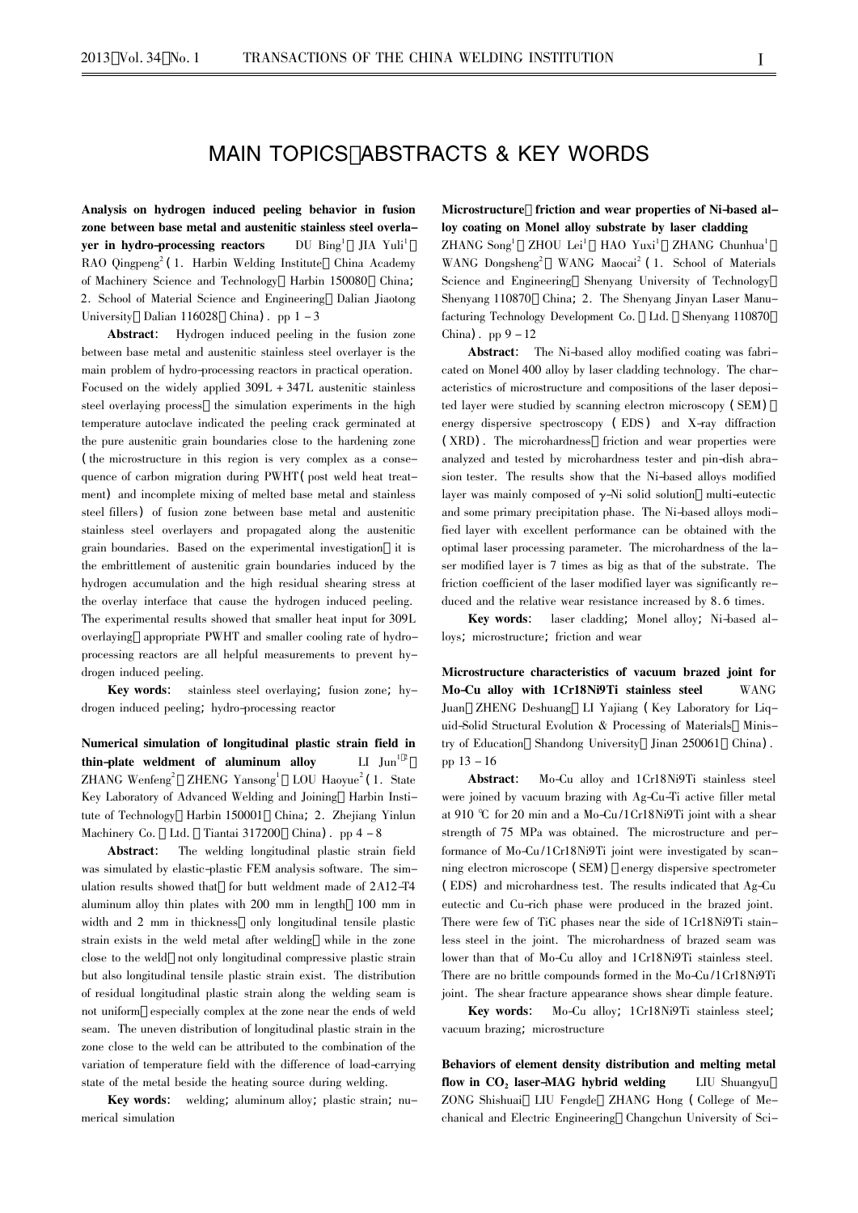# MAIN TOPICS，ABSTRACTS & KEY WORDS

**Analysis on hydrogen induced peeling behavior in fusion zone between base metal and austenitic stainless steel overlayer in hydro-processing reactors** DU Bing[1]，JIA Yuli[1]，RAO Qingpeng[2] (1. Harbin Welding Institute，China Academy of Machinery Science and Technology，Harbin 150080，China; 2. School of Material Science and Engineering，Dalian Jiaotong University，Dalian 116028，China). pp 1 – 3

**Abstract**: Hydrogen induced peeling in the fusion zone between base metal and austenitic stainless steel overlayer is the main problem of hydro-processing reactors in practical operation. Focused on the widely applied 309L + 347L austenitic stainless steel overlaying process，the simulation experiments in the high temperature autoclave indicated the peeling crack germinated at the pure austenitic grain boundaries close to the hardening zone (the microstructure in this region is very complex as a consequence of carbon migration during PWHT (post weld heat treatment) and incomplete mixing of melted base metal and stainless steel fillers) of fusion zone between base metal and austenitic stainless steel overlayers and propagated along the austenitic grain boundaries. Based on the experimental investigation，it is the embrittlement of austenitic grain boundaries induced by the hydrogen accumulation and the high residual shearing stress at the overlay interface that cause the hydrogen induced peeling. The experimental results showed that smaller heat input for 309L overlaying，appropriate PWHT and smaller cooling rate of hydro-processing reactors are all helpful measurements to prevent hydrogen induced peeling.

**Key words**: stainless steel overlaying; fusion zone; hydrogen induced peeling; hydro-processing reactor

**Numerical simulation of longitudinal plastic strain field in thin-plate weldment of aluminum alloy** LI Jun[1,2]，ZHANG Wenfeng[2]，ZHENG Yansong[1]，LOU Haoyue[2] (1. State Key Laboratory of Advanced Welding and Joining，Harbin Institute of Technology，Harbin 150001，China; 2. Zhejiang Yinlun Machinery Co.，Ltd.，Tiantai 317200，China). pp 4 – 8

**Abstract**: The welding longitudinal plastic strain field was simulated by elastic-plastic FEM analysis software. The simulation results showed that，for butt weldment made of 2A12-T4 aluminum alloy thin plates with 200 mm in length，100 mm in width and 2 mm in thickness，only longitudinal tensile plastic strain exists in the weld metal after welding，while in the zone close to the weld，not only longitudinal compressive plastic strain but also longitudinal tensile plastic strain exist. The distribution of residual longitudinal plastic strain along the welding seam is not uniform，especially complex at the zone near the ends of weld seam. The uneven distribution of longitudinal plastic strain in the zone close to the weld can be attributed to the combination of the variation of temperature field with the difference of load-carrying state of the metal beside the heating source during welding.

**Key words**: welding; aluminum alloy; plastic strain; numerical simulation

**Microstructure，friction and wear properties of Ni-based alloy coating on Monel alloy substrate by laser cladding** ZHANG Song[1]，ZHOU Lei[1]，HAO Yuxi[1]，ZHANG Chunhua[1]，WANG Dongsheng[2]，WANG Maocai[2] (1. School of Materials Science and Engineering，Shenyang University of Technology，Shenyang 110870，China; 2. The Shenyang Jinyan Laser Manufacturing Technology Development Co.，Ltd.，Shenyang 110870，China). pp 9 – 12

**Abstract**: The Ni-based alloy modified coating was fabricated on Monel 400 alloy by laser cladding technology. The characteristics of microstructure and compositions of the laser deposited layer were studied by scanning electron microscopy (SEM)，energy dispersive spectroscopy (EDS) and X-ray diffraction (XRD). The microhardness，friction and wear properties were analyzed and tested by microhardness tester and pin-dish abrasion tester. The results show that the Ni-based alloys modified layer was mainly composed of γ-Ni solid solution，multi-eutectic and some primary precipitation phase. The Ni-based alloys modified layer with excellent performance can be obtained with the optimal laser processing parameter. The microhardness of the laser modified layer is 7 times as big as that of the substrate. The friction coefficient of the laser modified layer was significantly reduced and the relative wear resistance increased by 8.6 times.

**Key words**: laser cladding; Monel alloy; Ni-based alloys; microstructure; friction and wear

**Microstructure characteristics of vacuum brazed joint for Mo-Cu alloy with 1Cr18Ni9Ti stainless steel** WANG Juan，ZHENG Deshuang，LI Yajiang (Key Laboratory for Liquid-Solid Structural Evolution & Processing of Materials，Ministry of Education，Shandong University，Jinan 250061，China). pp 13 – 16

**Abstract**: Mo-Cu alloy and 1Cr18Ni9Ti stainless steel were joined by vacuum brazing with Ag-Cu-Ti active filler metal at 910 ℃ for 20 min and a Mo-Cu/1Cr18Ni9Ti joint with a shear strength of 75 MPa was obtained. The microstructure and performance of Mo-Cu/1Cr18Ni9Ti joint were investigated by scanning electron microscope (SEM)，energy dispersive spectrometer (EDS) and microhardness test. The results indicated that Ag-Cu eutectic and Cu-rich phase were produced in the brazed joint. There were few of TiC phases near the side of 1Cr18Ni9Ti stainless steel in the joint. The microhardness of brazed seam was lower than that of Mo-Cu alloy and 1Cr18Ni9Ti stainless steel. There are no brittle compounds formed in the Mo-Cu/1Cr18Ni9Ti joint. The shear fracture appearance shows shear dimple feature.

**Key words**: Mo-Cu alloy; 1Cr18Ni9Ti stainless steel; vacuum brazing; microstructure

**Behaviors of element density distribution and melting metal flow in $CO_2$ laser-MAG hybrid welding** LIU Shuangyu，ZONG Shishuai，LIU Fengde，ZHANG Hong (College of Mechanical and Electric Engineering，Changchun University of Sci-